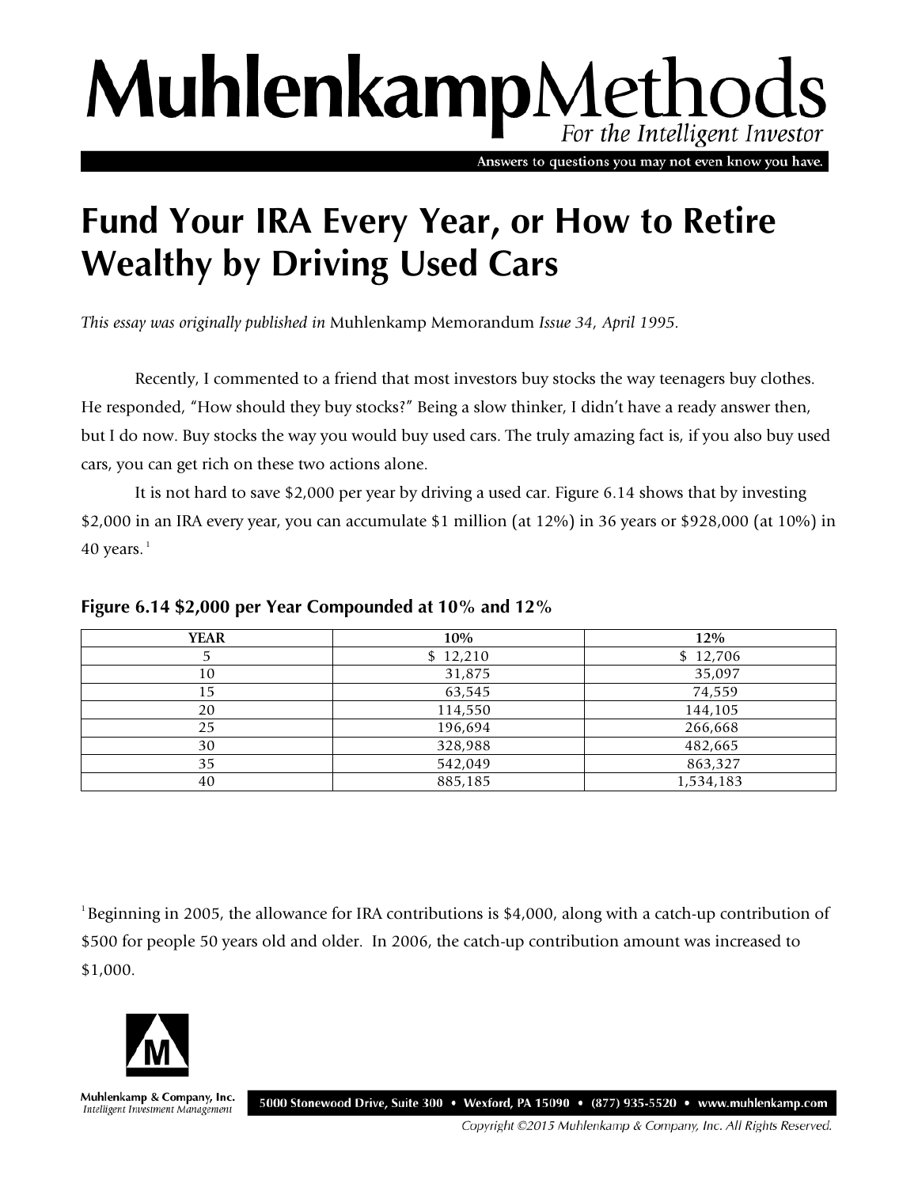# Fund Your IRA Every Year, or How to Retire Wealthy by Driving Used Cars

*This essay was originally published in* Muhlenkamp Memorandum *Issue 34, April 1995.*

Recently, I commented to a friend that most investors buy stocks the way teenagers buy clothes. He responded, "How should they buy stocks?" Being a slow thinker, I didn't have a ready answer then, but I do now. Buy stocks the way you would buy used cars. The truly amazing fact is, if you also buy used cars, you can get rich on these two actions alone.

It is not hard to save $2,000 per year by driving a used car. Figure 6.14 shows that by investing $2,000 in an IRA every year, you can accumulate $1 million (at 12%) in 36 years or $928,000 (at 10%) in 40 years.[1]

### Figure 6.14 $2,000 per Year Compounded at 10% and 12%

| YEAR | 10% | 12% |
|---|---|---|
| 5 | $ 12,210 | $ 12,706 |
| 10 | 31,875 | 35,097 |
| 15 | 63,545 | 74,559 |
| 20 | 114,550 | 144,105 |
| 25 | 196,694 | 266,668 |
| 30 | 328,988 | 482,665 |
| 35 | 542,049 | 863,327 |
| 40 | 885,185 | 1,534,183 |

[1] Beginning in 2005, the allowance for IRA contributions is $4,000, along with a catch-up contribution of $500 for people 50 years old and older. In 2006, the catch-up contribution amount was increased to $1,000.

Muhlenkamp & Company, Inc.
*Intelligent Investment Management*

5000 Stonewood Drive, Suite 300 • Wexford, PA 15090 • (877) 935-5520 • www.muhlenkamp.com

*Copyright ©2015 Muhlenkamp & Company, Inc. All Rights Reserved.*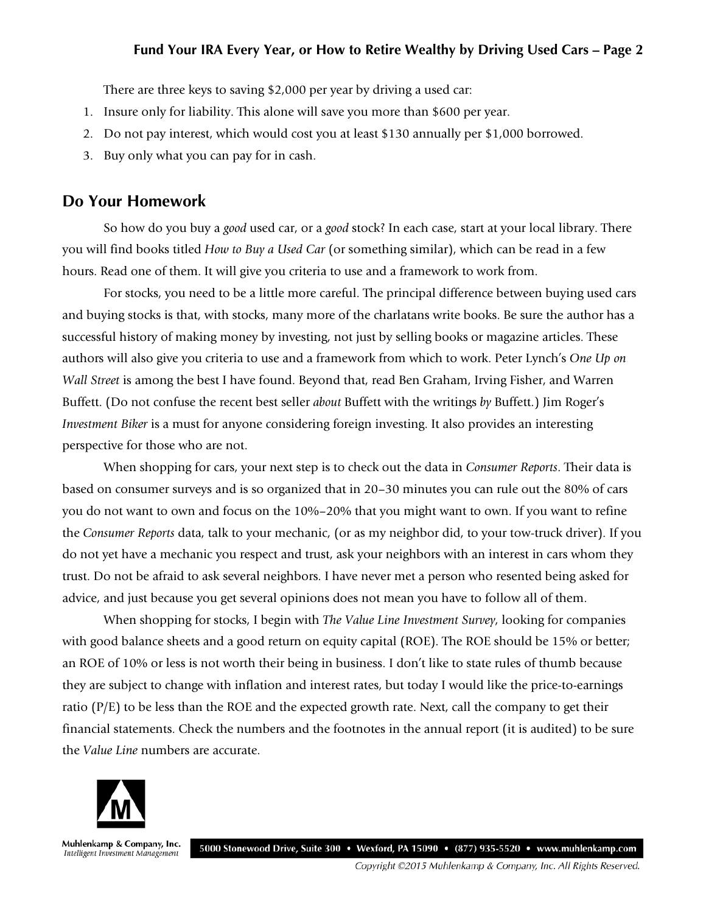There are three keys to saving $2,000 per year by driving a used car:

1. Insure only for liability. This alone will save you more than $600 per year.
2. Do not pay interest, which would cost you at least $130 annually per $1,000 borrowed.
3. Buy only what you can pay for in cash.

## Do Your Homework

So how do you buy a *good* used car, or a *good* stock? In each case, start at your local library. There you will find books titled *How to Buy a Used Car* (or something similar), which can be read in a few hours. Read one of them. It will give you criteria to use and a framework to work from.

For stocks, you need to be a little more careful. The principal difference between buying used cars and buying stocks is that, with stocks, many more of the charlatans write books. Be sure the author has a successful history of making money by investing, not just by selling books or magazine articles. These authors will also give you criteria to use and a framework from which to work. Peter Lynch's *One Up on Wall Street* is among the best I have found. Beyond that, read Ben Graham, Irving Fisher, and Warren Buffett. (Do not confuse the recent best seller *about* Buffett with the writings *by* Buffett.) Jim Roger's *Investment Biker* is a must for anyone considering foreign investing. It also provides an interesting perspective for those who are not.

When shopping for cars, your next step is to check out the data in *Consumer Reports*. Their data is based on consumer surveys and is so organized that in 20–30 minutes you can rule out the 80% of cars you do not want to own and focus on the 10%–20% that you might want to own. If you want to refine the *Consumer Reports* data, talk to your mechanic, (or as my neighbor did, to your tow-truck driver). If you do not yet have a mechanic you respect and trust, ask your neighbors with an interest in cars whom they trust. Do not be afraid to ask several neighbors. I have never met a person who resented being asked for advice, and just because you get several opinions does not mean you have to follow all of them.

When shopping for stocks, I begin with *The Value Line Investment Survey*, looking for companies with good balance sheets and a good return on equity capital (ROE). The ROE should be 15% or better; an ROE of 10% or less is not worth their being in business. I don't like to state rules of thumb because they are subject to change with inflation and interest rates, but today I would like the price-to-earnings ratio (P/E) to be less than the ROE and the expected growth rate. Next, call the company to get their financial statements. Check the numbers and the footnotes in the annual report (it is audited) to be sure the *Value Line* numbers are accurate.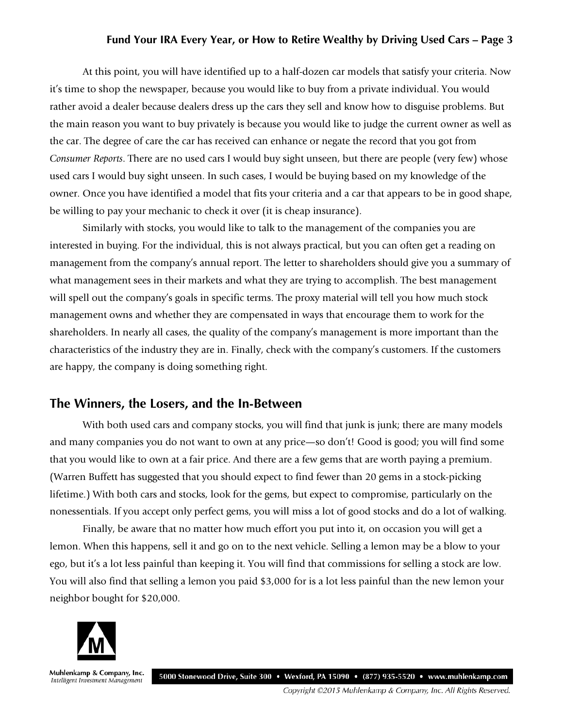At this point, you will have identified up to a half-dozen car models that satisfy your criteria. Now it's time to shop the newspaper, because you would like to buy from a private individual. You would rather avoid a dealer because dealers dress up the cars they sell and know how to disguise problems. But the main reason you want to buy privately is because you would like to judge the current owner as well as the car. The degree of care the car has received can enhance or negate the record that you got from *Consumer Reports*. There are no used cars I would buy sight unseen, but there are people (very few) whose used cars I would buy sight unseen. In such cases, I would be buying based on my knowledge of the owner. Once you have identified a model that fits your criteria and a car that appears to be in good shape, be willing to pay your mechanic to check it over (it is cheap insurance).

Similarly with stocks, you would like to talk to the management of the companies you are interested in buying. For the individual, this is not always practical, but you can often get a reading on management from the company's annual report. The letter to shareholders should give you a summary of what management sees in their markets and what they are trying to accomplish. The best management will spell out the company's goals in specific terms. The proxy material will tell you how much stock management owns and whether they are compensated in ways that encourage them to work for the shareholders. In nearly all cases, the quality of the company's management is more important than the characteristics of the industry they are in. Finally, check with the company's customers. If the customers are happy, the company is doing something right.

## The Winners, the Losers, and the In-Between

With both used cars and company stocks, you will find that junk is junk; there are many models and many companies you do not want to own at any price—so don't! Good is good; you will find some that you would like to own at a fair price. And there are a few gems that are worth paying a premium. (Warren Buffett has suggested that you should expect to find fewer than 20 gems in a stock-picking lifetime.) With both cars and stocks, look for the gems, but expect to compromise, particularly on the nonessentials. If you accept only perfect gems, you will miss a lot of good stocks and do a lot of walking.

Finally, be aware that no matter how much effort you put into it, on occasion you will get a lemon. When this happens, sell it and go on to the next vehicle. Selling a lemon may be a blow to your ego, but it's a lot less painful than keeping it. You will find that commissions for selling a stock are low. You will also find that selling a lemon you paid $3,000 for is a lot less painful than the new lemon your neighbor bought for $20,000.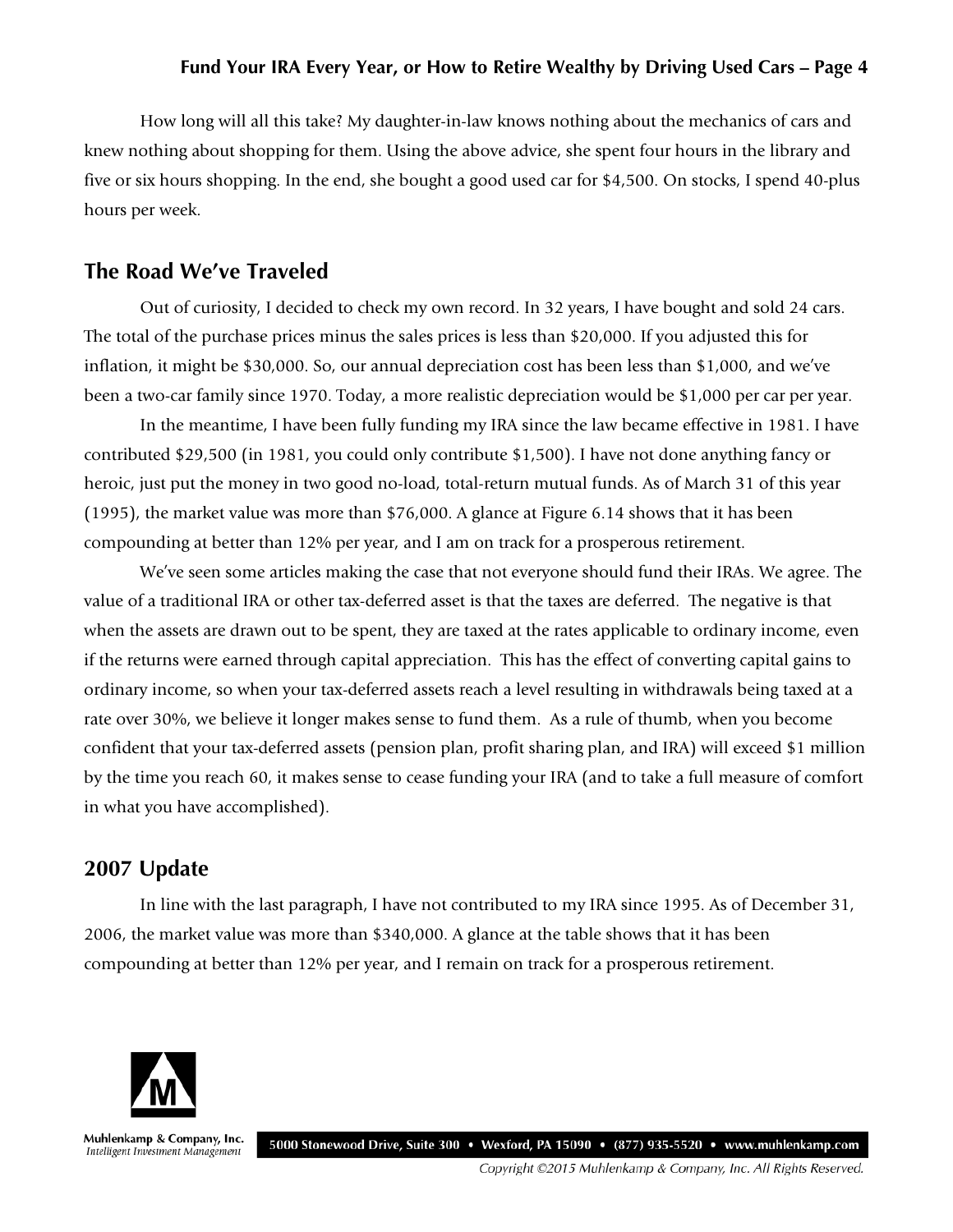How long will all this take? My daughter-in-law knows nothing about the mechanics of cars and knew nothing about shopping for them. Using the above advice, she spent four hours in the library and five or six hours shopping. In the end, she bought a good used car for $4,500. On stocks, I spend 40-plus hours per week.

## The Road We've Traveled

Out of curiosity, I decided to check my own record. In 32 years, I have bought and sold 24 cars. The total of the purchase prices minus the sales prices is less than $20,000. If you adjusted this for inflation, it might be $30,000. So, our annual depreciation cost has been less than $1,000, and we've been a two-car family since 1970. Today, a more realistic depreciation would be $1,000 per car per year.

In the meantime, I have been fully funding my IRA since the law became effective in 1981. I have contributed $29,500 (in 1981, you could only contribute $1,500). I have not done anything fancy or heroic, just put the money in two good no-load, total-return mutual funds. As of March 31 of this year (1995), the market value was more than $76,000. A glance at Figure 6.14 shows that it has been compounding at better than 12% per year, and I am on track for a prosperous retirement.

We've seen some articles making the case that not everyone should fund their IRAs. We agree. The value of a traditional IRA or other tax-deferred asset is that the taxes are deferred. The negative is that when the assets are drawn out to be spent, they are taxed at the rates applicable to ordinary income, even if the returns were earned through capital appreciation. This has the effect of converting capital gains to ordinary income, so when your tax-deferred assets reach a level resulting in withdrawals being taxed at a rate over 30%, we believe it longer makes sense to fund them. As a rule of thumb, when you become confident that your tax-deferred assets (pension plan, profit sharing plan, and IRA) will exceed $1 million by the time you reach 60, it makes sense to cease funding your IRA (and to take a full measure of comfort in what you have accomplished).

## 2007 Update

In line with the last paragraph, I have not contributed to my IRA since 1995. As of December 31, 2006, the market value was more than $340,000. A glance at the table shows that it has been compounding at better than 12% per year, and I remain on track for a prosperous retirement.